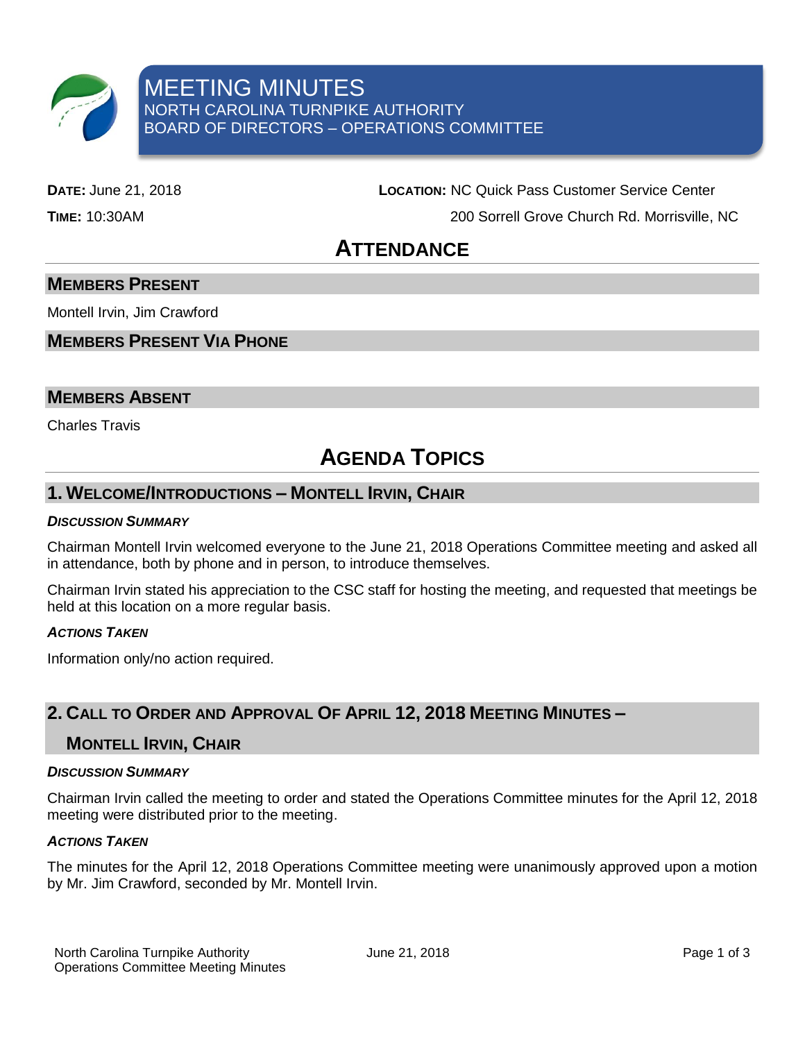# MEETING MINUTES

NORTH CAROLINA TURNPIKE AUTHORITY

BOARD OF DIRECTORS – OPERATIONS COMMITTEE

**DATE:** June 21, 2018

**TIME:** 10:30AM

**LOCATION:** NC Quick Pass Customer Service Center
200 Sorrell Grove Church Rd. Morrisville, NC

## ATTENDANCE

### MEMBERS PRESENT

Montell Irvin, Jim Crawford

### MEMBERS PRESENT VIA PHONE

### MEMBERS ABSENT

Charles Travis

## AGENDA TOPICS

### 1. WELCOME/INTRODUCTIONS – MONTELL IRVIN, CHAIR

***DISCUSSION SUMMARY***

Chairman Montell Irvin welcomed everyone to the June 21, 2018 Operations Committee meeting and asked all in attendance, both by phone and in person, to introduce themselves.

Chairman Irvin stated his appreciation to the CSC staff for hosting the meeting, and requested that meetings be held at this location on a more regular basis.

***ACTIONS TAKEN***

Information only/no action required.

### 2. CALL TO ORDER AND APPROVAL OF APRIL 12, 2018 MEETING MINUTES – MONTELL IRVIN, CHAIR

***DISCUSSION SUMMARY***

Chairman Irvin called the meeting to order and stated the Operations Committee minutes for the April 12, 2018 meeting were distributed prior to the meeting.

***ACTIONS TAKEN***

The minutes for the April 12, 2018 Operations Committee meeting were unanimously approved upon a motion by Mr. Jim Crawford, seconded by Mr. Montell Irvin.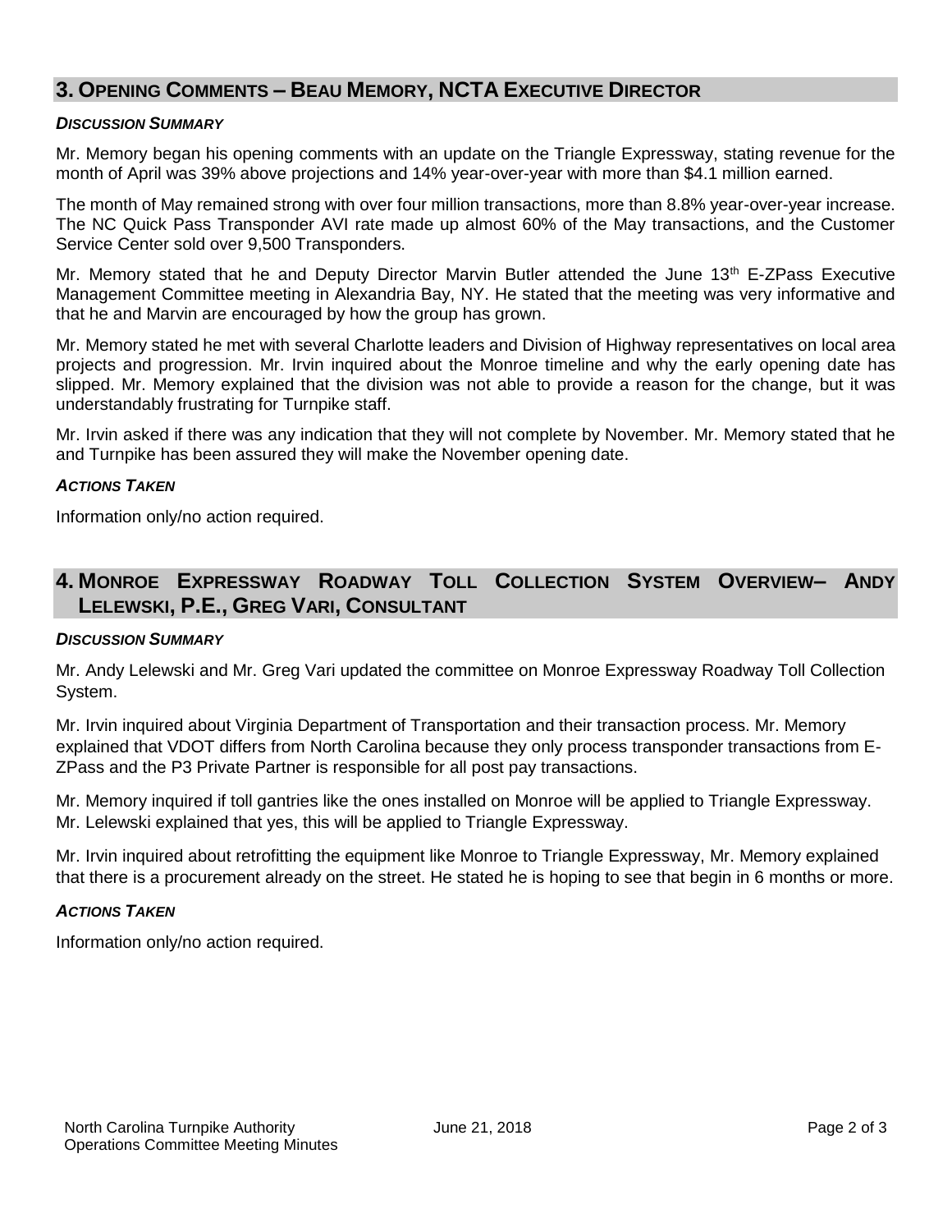## 3. Opening Comments – Beau Memory, NCTA Executive Director

***Discussion Summary***

Mr. Memory began his opening comments with an update on the Triangle Expressway, stating revenue for the month of April was 39% above projections and 14% year-over-year with more than $4.1 million earned.

The month of May remained strong with over four million transactions, more than 8.8% year-over-year increase. The NC Quick Pass Transponder AVI rate made up almost 60% of the May transactions, and the Customer Service Center sold over 9,500 Transponders.

Mr. Memory stated that he and Deputy Director Marvin Butler attended the June 13th E-ZPass Executive Management Committee meeting in Alexandria Bay, NY. He stated that the meeting was very informative and that he and Marvin are encouraged by how the group has grown.

Mr. Memory stated he met with several Charlotte leaders and Division of Highway representatives on local area projects and progression. Mr. Irvin inquired about the Monroe timeline and why the early opening date has slipped. Mr. Memory explained that the division was not able to provide a reason for the change, but it was understandably frustrating for Turnpike staff.

Mr. Irvin asked if there was any indication that they will not complete by November. Mr. Memory stated that he and Turnpike has been assured they will make the November opening date.

***Actions Taken***

Information only/no action required.

## 4. Monroe Expressway Roadway Toll Collection System Overview– Andy Lelewski, P.E., Greg Vari, Consultant

***Discussion Summary***

Mr. Andy Lelewski and Mr. Greg Vari updated the committee on Monroe Expressway Roadway Toll Collection System.

Mr. Irvin inquired about Virginia Department of Transportation and their transaction process. Mr. Memory explained that VDOT differs from North Carolina because they only process transponder transactions from E-ZPass and the P3 Private Partner is responsible for all post pay transactions.

Mr. Memory inquired if toll gantries like the ones installed on Monroe will be applied to Triangle Expressway. Mr. Lelewski explained that yes, this will be applied to Triangle Expressway.

Mr. Irvin inquired about retrofitting the equipment like Monroe to Triangle Expressway, Mr. Memory explained that there is a procurement already on the street. He stated he is hoping to see that begin in 6 months or more.

***Actions Taken***

Information only/no action required.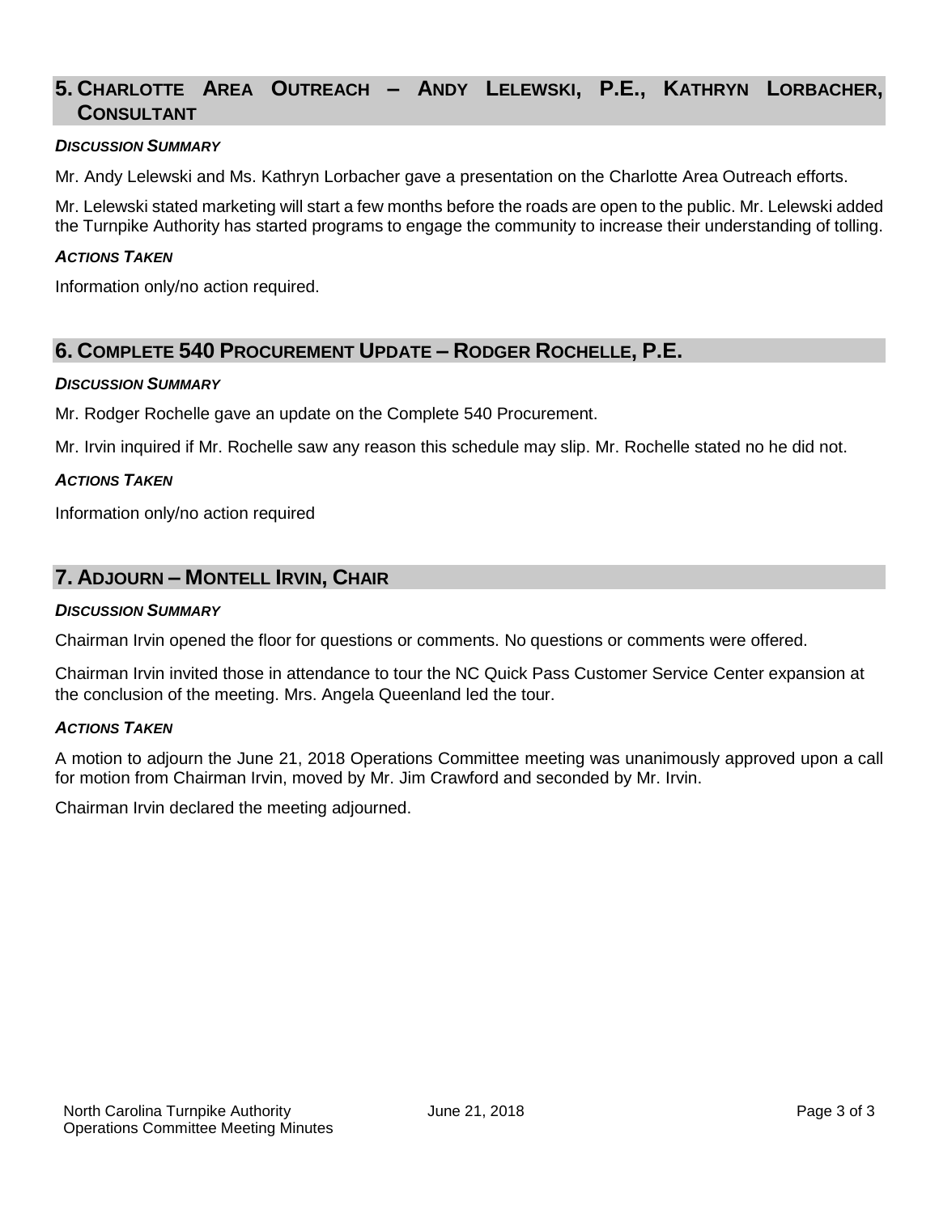## 5. Charlotte Area Outreach – Andy Lelewski, P.E., Kathryn Lorbacher, Consultant

***Discussion Summary***

Mr. Andy Lelewski and Ms. Kathryn Lorbacher gave a presentation on the Charlotte Area Outreach efforts.

Mr. Lelewski stated marketing will start a few months before the roads are open to the public. Mr. Lelewski added the Turnpike Authority has started programs to engage the community to increase their understanding of tolling.

***Actions Taken***

Information only/no action required.

## 6. Complete 540 Procurement Update – Rodger Rochelle, P.E.

***Discussion Summary***

Mr. Rodger Rochelle gave an update on the Complete 540 Procurement.

Mr. Irvin inquired if Mr. Rochelle saw any reason this schedule may slip. Mr. Rochelle stated no he did not.

***Actions Taken***

Information only/no action required

## 7. Adjourn – Montell Irvin, Chair

***Discussion Summary***

Chairman Irvin opened the floor for questions or comments. No questions or comments were offered.

Chairman Irvin invited those in attendance to tour the NC Quick Pass Customer Service Center expansion at the conclusion of the meeting. Mrs. Angela Queenland led the tour.

***Actions Taken***

A motion to adjourn the June 21, 2018 Operations Committee meeting was unanimously approved upon a call for motion from Chairman Irvin, moved by Mr. Jim Crawford and seconded by Mr. Irvin.

Chairman Irvin declared the meeting adjourned.